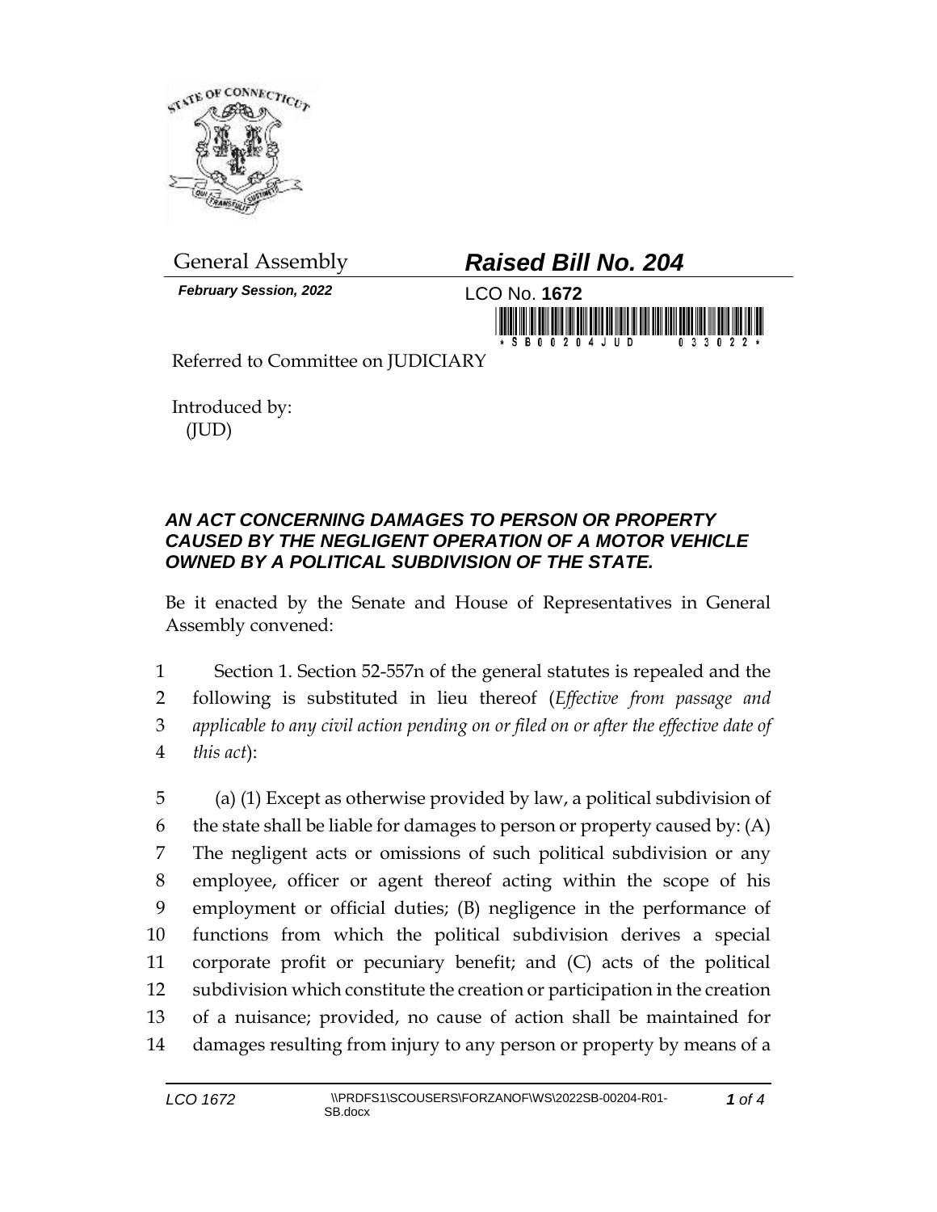General Assembly

# *Raised Bill No. 204*

***February Session, 2022***

LCO No. **1672**

Referred to Committee on JUDICIARY

Introduced by:
(JUD)

### *AN ACT CONCERNING DAMAGES TO PERSON OR PROPERTY CAUSED BY THE NEGLIGENT OPERATION OF A MOTOR VEHICLE OWNED BY A POLITICAL SUBDIVISION OF THE STATE.*

Be it enacted by the Senate and House of Representatives in General Assembly convened:

1 Section 1. Section 52-557n of the general statutes is repealed and the
2 following is substituted in lieu thereof (*Effective from passage and*
3 *applicable to any civil action pending on or filed on or after the effective date of*
4 *this act*):

5 (a) (1) Except as otherwise provided by law, a political subdivision of
6 the state shall be liable for damages to person or property caused by: (A)
7 The negligent acts or omissions of such political subdivision or any
8 employee, officer or agent thereof acting within the scope of his
9 employment or official duties; (B) negligence in the performance of
10 functions from which the political subdivision derives a special
11 corporate profit or pecuniary benefit; and (C) acts of the political
12 subdivision which constitute the creation or participation in the creation
13 of a nuisance; provided, no cause of action shall be maintained for
14 damages resulting from injury to any person or property by means of a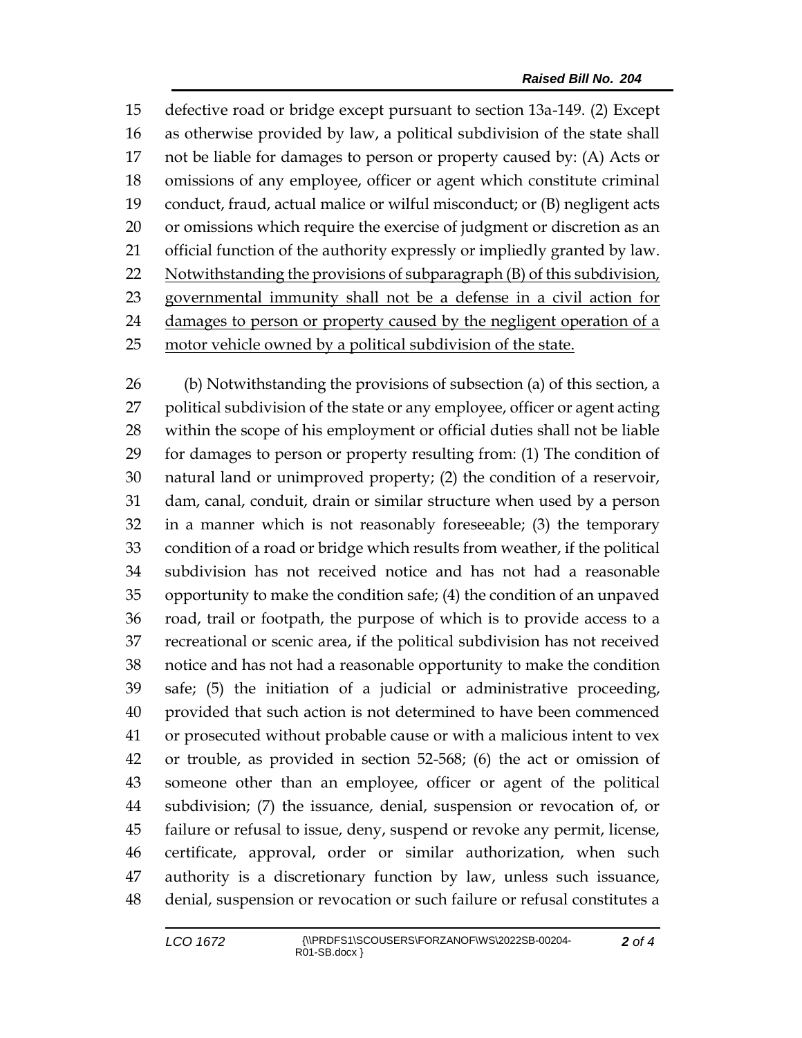defective road or bridge except pursuant to section 13a-149. (2) Except as otherwise provided by law, a political subdivision of the state shall not be liable for damages to person or property caused by: (A) Acts or omissions of any employee, officer or agent which constitute criminal conduct, fraud, actual malice or wilful misconduct; or (B) negligent acts or omissions which require the exercise of judgment or discretion as an official function of the authority expressly or impliedly granted by law. <u>Notwithstanding the provisions of subparagraph (B) of this subdivision, governmental immunity shall not be a defense in a civil action for damages to person or property caused by the negligent operation of a motor vehicle owned by a political subdivision of the state.</u>

(b) Notwithstanding the provisions of subsection (a) of this section, a political subdivision of the state or any employee, officer or agent acting within the scope of his employment or official duties shall not be liable for damages to person or property resulting from: (1) The condition of natural land or unimproved property; (2) the condition of a reservoir, dam, canal, conduit, drain or similar structure when used by a person in a manner which is not reasonably foreseeable; (3) the temporary condition of a road or bridge which results from weather, if the political subdivision has not received notice and has not had a reasonable opportunity to make the condition safe; (4) the condition of an unpaved road, trail or footpath, the purpose of which is to provide access to a recreational or scenic area, if the political subdivision has not received notice and has not had a reasonable opportunity to make the condition safe; (5) the initiation of a judicial or administrative proceeding, provided that such action is not determined to have been commenced or prosecuted without probable cause or with a malicious intent to vex or trouble, as provided in section 52-568; (6) the act or omission of someone other than an employee, officer or agent of the political subdivision; (7) the issuance, denial, suspension or revocation of, or failure or refusal to issue, deny, suspend or revoke any permit, license, certificate, approval, order or similar authorization, when such authority is a discretionary function by law, unless such issuance, denial, suspension or revocation or such failure or refusal constitutes a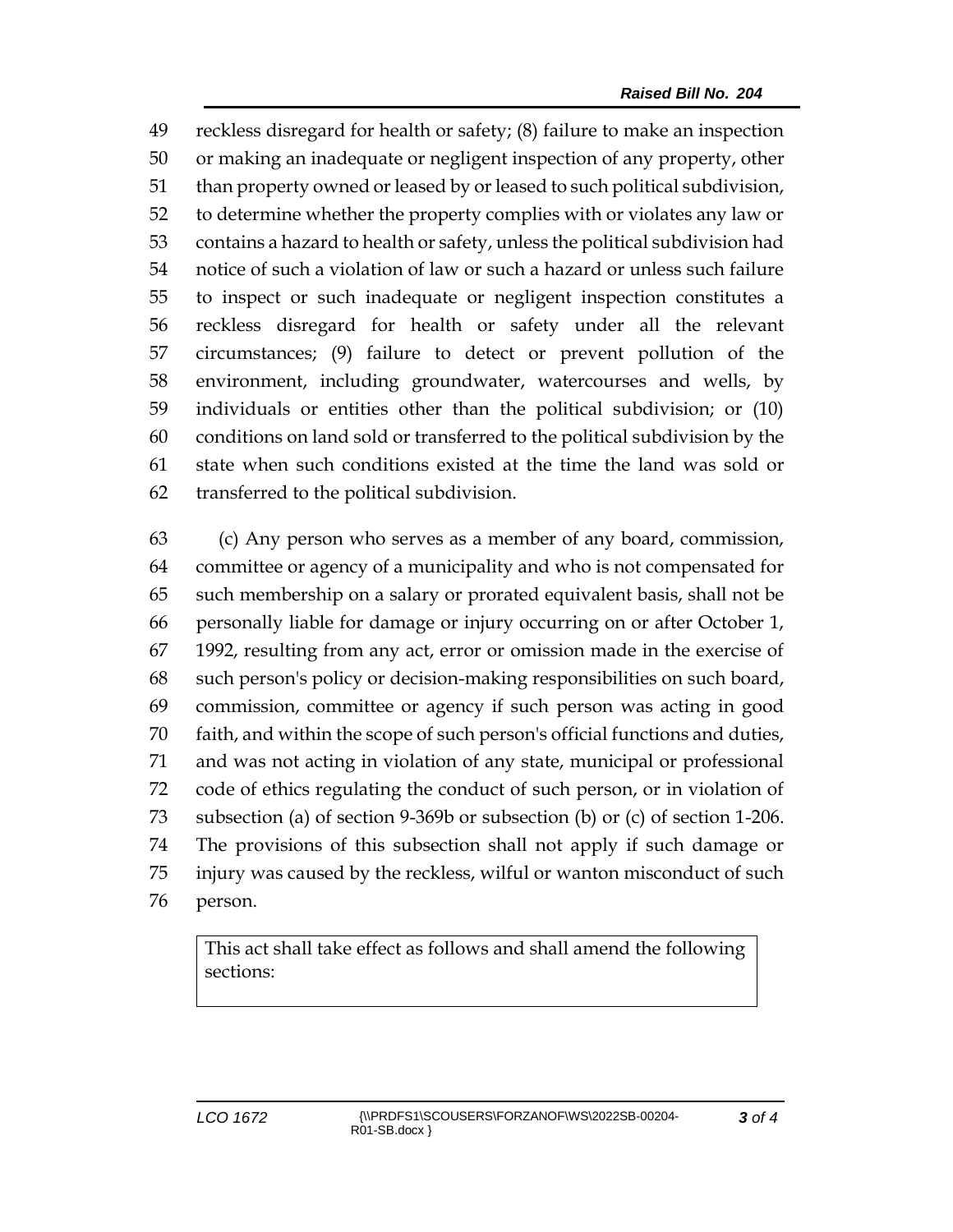reckless disregard for health or safety; (8) failure to make an inspection or making an inadequate or negligent inspection of any property, other than property owned or leased by or leased to such political subdivision, to determine whether the property complies with or violates any law or contains a hazard to health or safety, unless the political subdivision had notice of such a violation of law or such a hazard or unless such failure to inspect or such inadequate or negligent inspection constitutes a reckless disregard for health or safety under all the relevant circumstances; (9) failure to detect or prevent pollution of the environment, including groundwater, watercourses and wells, by individuals or entities other than the political subdivision; or (10) conditions on land sold or transferred to the political subdivision by the state when such conditions existed at the time the land was sold or transferred to the political subdivision.

(c) Any person who serves as a member of any board, commission, committee or agency of a municipality and who is not compensated for such membership on a salary or prorated equivalent basis, shall not be personally liable for damage or injury occurring on or after October 1, 1992, resulting from any act, error or omission made in the exercise of such person's policy or decision-making responsibilities on such board, commission, committee or agency if such person was acting in good faith, and within the scope of such person's official functions and duties, and was not acting in violation of any state, municipal or professional code of ethics regulating the conduct of such person, or in violation of subsection (a) of section 9-369b or subsection (b) or (c) of section 1-206. The provisions of this subsection shall not apply if such damage or injury was caused by the reckless, wilful or wanton misconduct of such person.

| This act shall take effect as follows and shall amend the following sections: |
|---|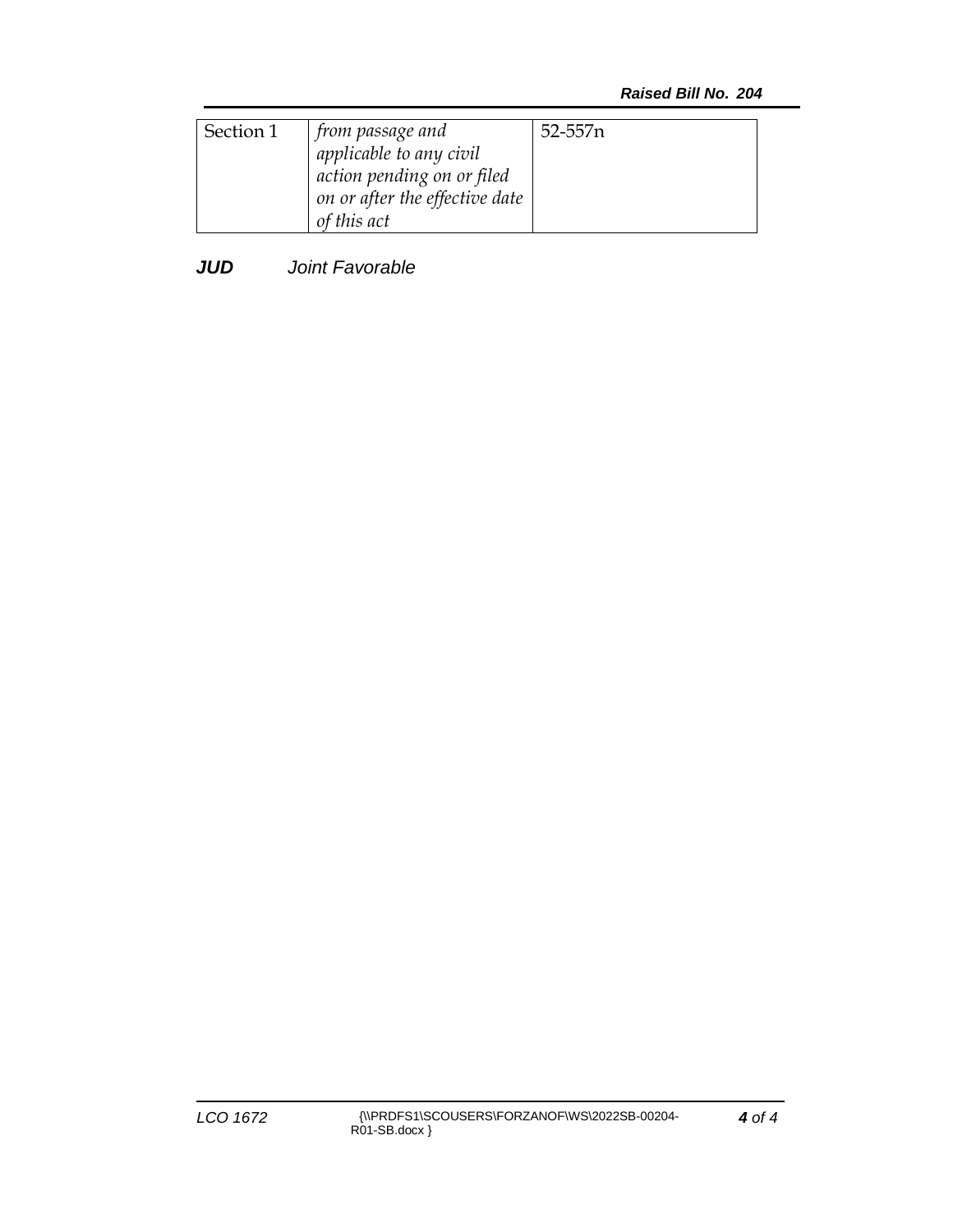| | | |
|---|---|---|
| Section 1 | *from passage and applicable to any civil action pending on or filed on or after the effective date of this act* | 52-557n |

***JUD*** *Joint Favorable*